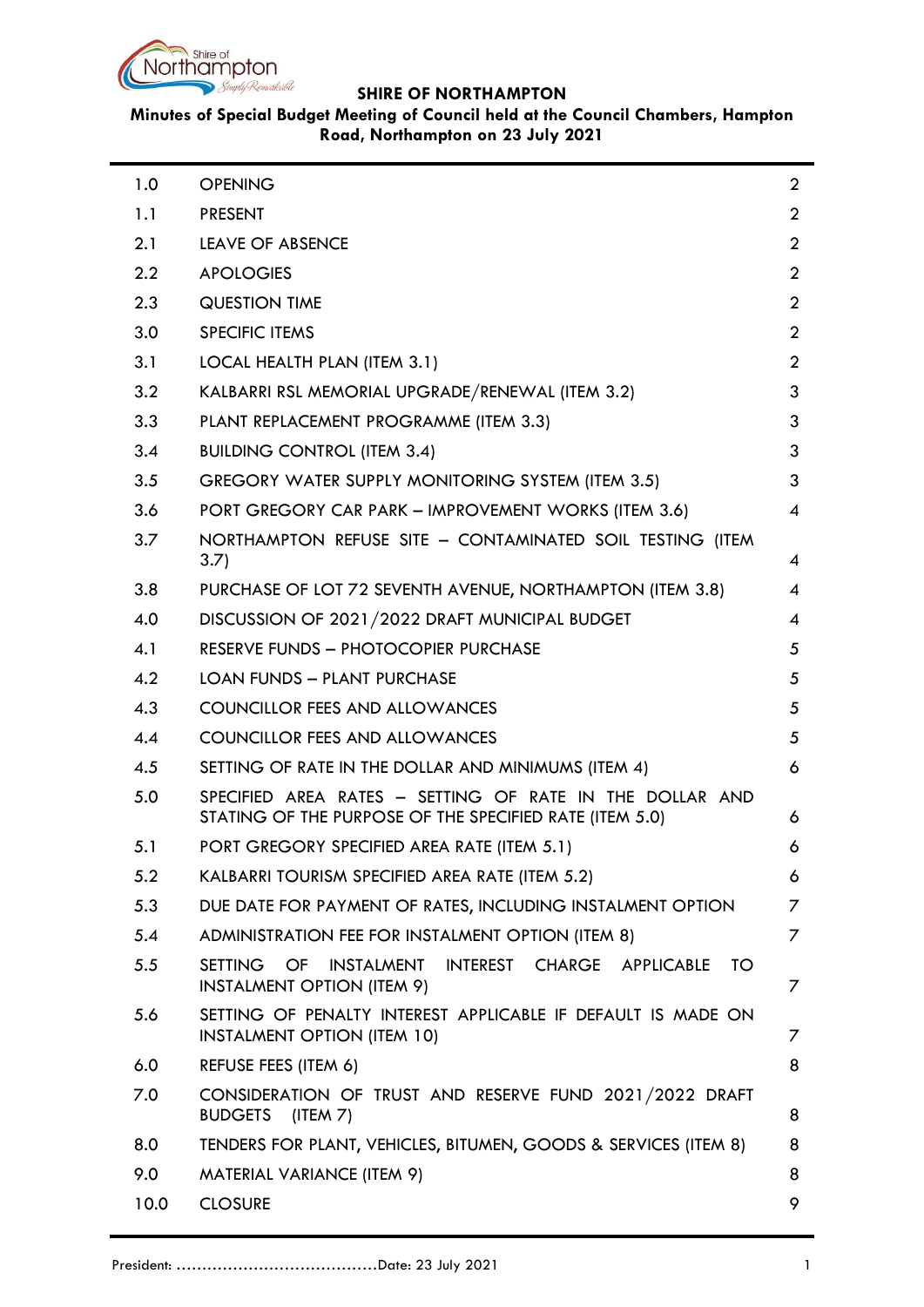**SHIRE OF NORTHAMPTON**

**Minutes of Special Budget Meeting of Council held at the Council Chambers, Hampton Road, Northampton on 23 July 2021**

| | | |
|---|---|---|
| 1.0 | OPENING | 2 |
| 1.1 | PRESENT | 2 |
| 2.1 | LEAVE OF ABSENCE | 2 |
| 2.2 | APOLOGIES | 2 |
| 2.3 | QUESTION TIME | 2 |
| 3.0 | SPECIFIC ITEMS | 2 |
| 3.1 | LOCAL HEALTH PLAN (ITEM 3.1) | 2 |
| 3.2 | KALBARRI RSL MEMORIAL UPGRADE/RENEWAL (ITEM 3.2) | 3 |
| 3.3 | PLANT REPLACEMENT PROGRAMME (ITEM 3.3) | 3 |
| 3.4 | BUILDING CONTROL (ITEM 3.4) | 3 |
| 3.5 | GREGORY WATER SUPPLY MONITORING SYSTEM (ITEM 3.5) | 3 |
| 3.6 | PORT GREGORY CAR PARK – IMPROVEMENT WORKS (ITEM 3.6) | 4 |
| 3.7 | NORTHAMPTON REFUSE SITE – CONTAMINATED SOIL TESTING (ITEM 3.7) | 4 |
| 3.8 | PURCHASE OF LOT 72 SEVENTH AVENUE, NORTHAMPTON (ITEM 3.8) | 4 |
| 4.0 | DISCUSSION OF 2021/2022 DRAFT MUNICIPAL BUDGET | 4 |
| 4.1 | RESERVE FUNDS – PHOTOCOPIER PURCHASE | 5 |
| 4.2 | LOAN FUNDS – PLANT PURCHASE | 5 |
| 4.3 | COUNCILLOR FEES AND ALLOWANCES | 5 |
| 4.4 | COUNCILLOR FEES AND ALLOWANCES | 5 |
| 4.5 | SETTING OF RATE IN THE DOLLAR AND MINIMUMS (ITEM 4) | 6 |
| 5.0 | SPECIFIED AREA RATES – SETTING OF RATE IN THE DOLLAR AND STATING OF THE PURPOSE OF THE SPECIFIED RATE (ITEM 5.0) | 6 |
| 5.1 | PORT GREGORY SPECIFIED AREA RATE (ITEM 5.1) | 6 |
| 5.2 | KALBARRI TOURISM SPECIFIED AREA RATE (ITEM 5.2) | 6 |
| 5.3 | DUE DATE FOR PAYMENT OF RATES, INCLUDING INSTALMENT OPTION | 7 |
| 5.4 | ADMINISTRATION FEE FOR INSTALMENT OPTION (ITEM 8) | 7 |
| 5.5 | SETTING OF INSTALMENT INTEREST CHARGE APPLICABLE TO INSTALMENT OPTION (ITEM 9) | 7 |
| 5.6 | SETTING OF PENALTY INTEREST APPLICABLE IF DEFAULT IS MADE ON INSTALMENT OPTION (ITEM 10) | 7 |
| 6.0 | REFUSE FEES (ITEM 6) | 8 |
| 7.0 | CONSIDERATION OF TRUST AND RESERVE FUND 2021/2022 DRAFT BUDGETS (ITEM 7) | 8 |
| 8.0 | TENDERS FOR PLANT, VEHICLES, BITUMEN, GOODS & SERVICES (ITEM 8) | 8 |
| 9.0 | MATERIAL VARIANCE (ITEM 9) | 8 |
| 10.0 | CLOSURE | 9 |

President: ……………………………………Date: 23 July 2021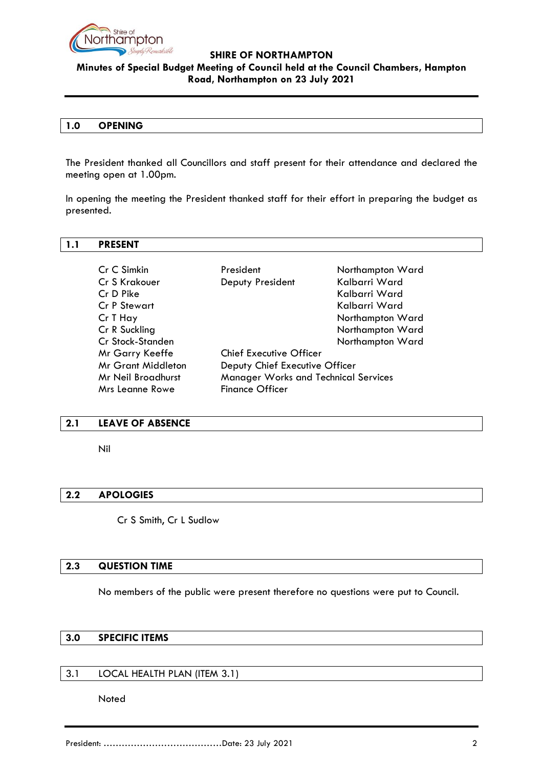**SHIRE OF NORTHAMPTON**

**Minutes of Special Budget Meeting of Council held at the Council Chambers, Hampton Road, Northampton on 23 July 2021**

## 1.0 OPENING

The President thanked all Councillors and staff present for their attendance and declared the meeting open at 1.00pm.

In opening the meeting the President thanked staff for their effort in preparing the budget as presented.

## 1.1 PRESENT

| | | |
|---|---|---|
| Cr C Simkin | President | Northampton Ward |
| Cr S Krakouer | Deputy President | Kalbarri Ward |
| Cr D Pike | | Kalbarri Ward |
| Cr P Stewart | | Kalbarri Ward |
| Cr T Hay | | Northampton Ward |
| Cr R Suckling | | Northampton Ward |
| Cr Stock-Standen | | Northampton Ward |
| Mr Garry Keeffe | Chief Executive Officer | |
| Mr Grant Middleton | Deputy Chief Executive Officer | |
| Mr Neil Broadhurst | Manager Works and Technical Services | |
| Mrs Leanne Rowe | Finance Officer | |

## 2.1 LEAVE OF ABSENCE

Nil

## 2.2 APOLOGIES

Cr S Smith, Cr L Sudlow

## 2.3 QUESTION TIME

No members of the public were present therefore no questions were put to Council.

## 3.0 SPECIFIC ITEMS

## 3.1 LOCAL HEALTH PLAN (ITEM 3.1)

Noted

President: ………………………………….Date: 23 July 2021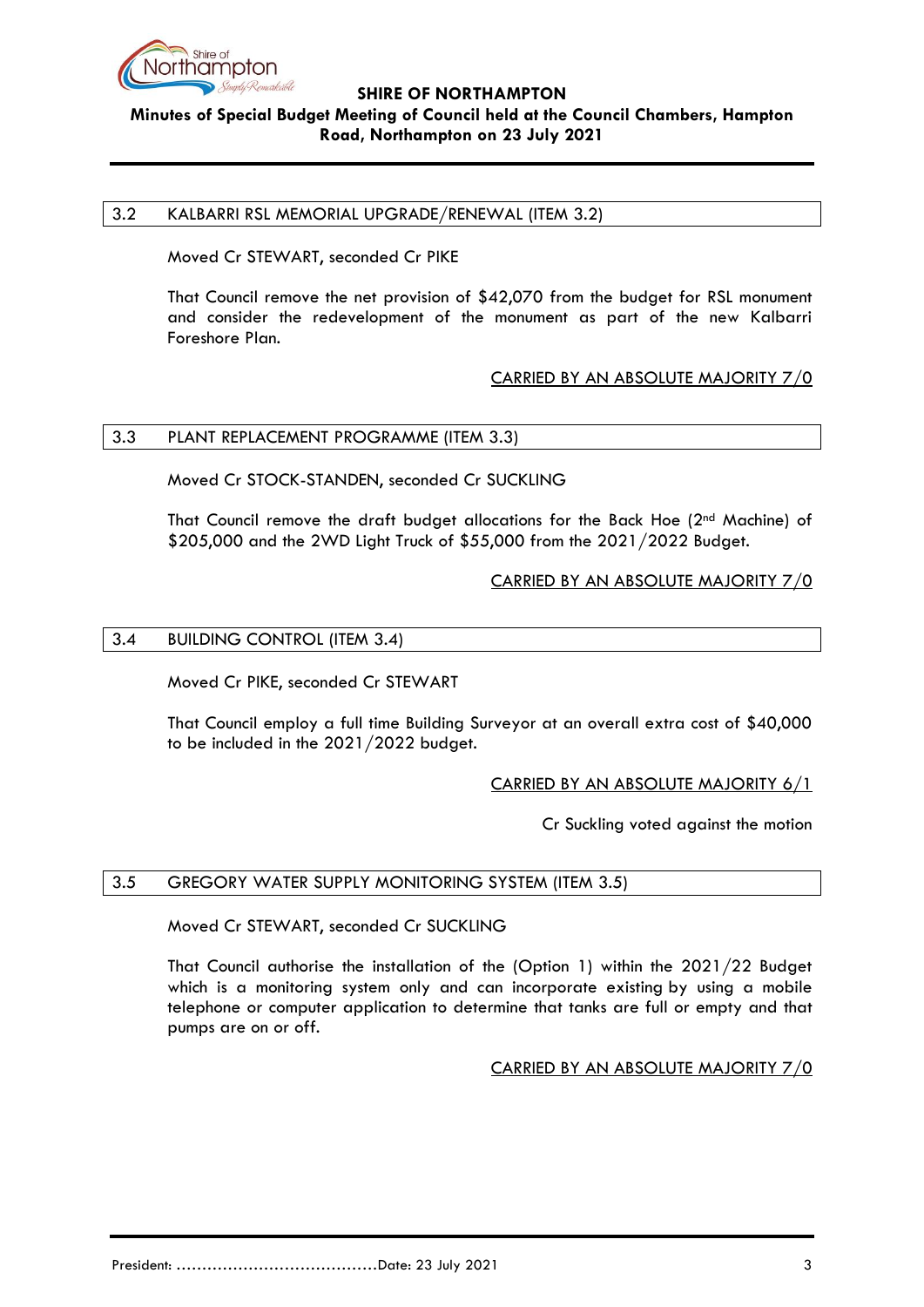## 3.2 KALBARRI RSL MEMORIAL UPGRADE/RENEWAL (ITEM 3.2)

Moved Cr STEWART, seconded Cr PIKE

That Council remove the net provision of $42,070 from the budget for RSL monument and consider the redevelopment of the monument as part of the new Kalbarri Foreshore Plan.

CARRIED BY AN ABSOLUTE MAJORITY 7/0

## 3.3 PLANT REPLACEMENT PROGRAMME (ITEM 3.3)

Moved Cr STOCK-STANDEN, seconded Cr SUCKLING

That Council remove the draft budget allocations for the Back Hoe (2nd Machine) of $205,000 and the 2WD Light Truck of $55,000 from the 2021/2022 Budget.

CARRIED BY AN ABSOLUTE MAJORITY 7/0

## 3.4 BUILDING CONTROL (ITEM 3.4)

Moved Cr PIKE, seconded Cr STEWART

That Council employ a full time Building Surveyor at an overall extra cost of $40,000 to be included in the 2021/2022 budget.

CARRIED BY AN ABSOLUTE MAJORITY 6/1

Cr Suckling voted against the motion

## 3.5 GREGORY WATER SUPPLY MONITORING SYSTEM (ITEM 3.5)

Moved Cr STEWART, seconded Cr SUCKLING

That Council authorise the installation of the (Option 1) within the 2021/22 Budget which is a monitoring system only and can incorporate existing by using a mobile telephone or computer application to determine that tanks are full or empty and that pumps are on or off.

CARRIED BY AN ABSOLUTE MAJORITY 7/0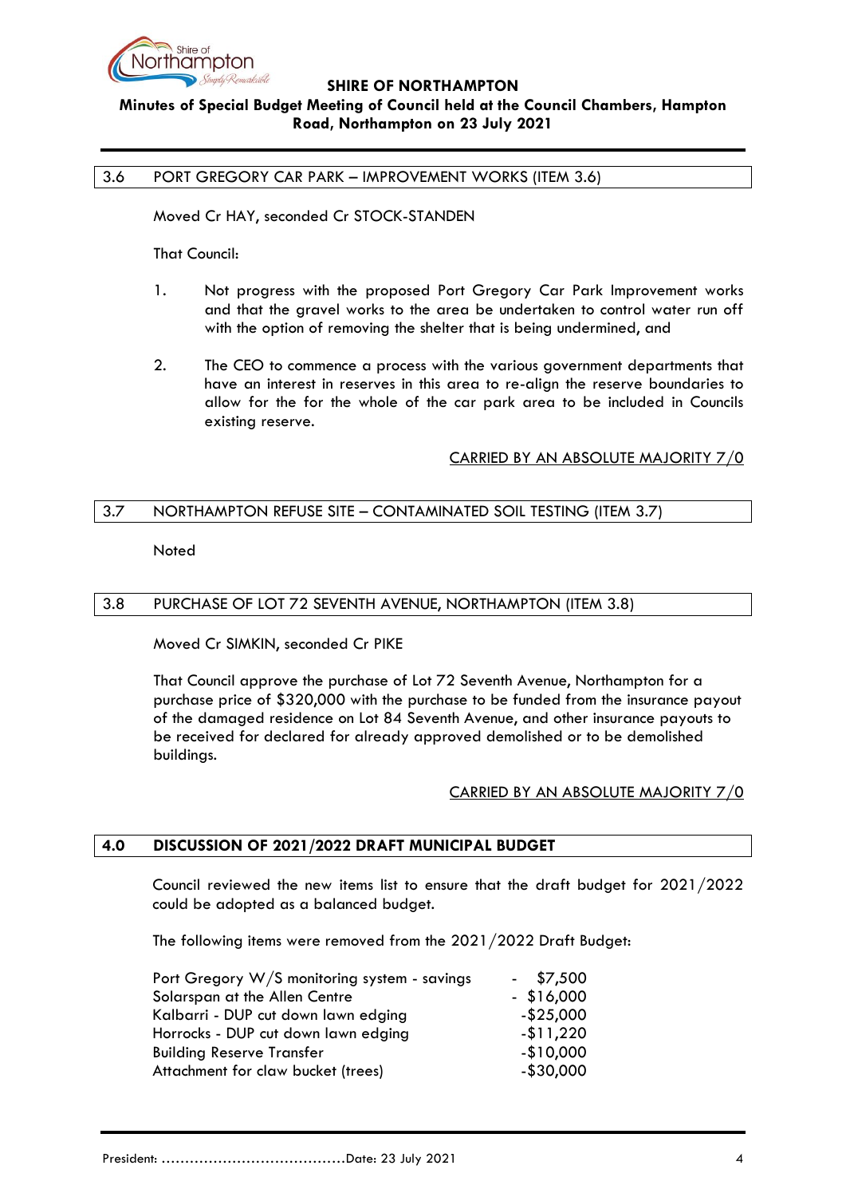## 3.6 PORT GREGORY CAR PARK – IMPROVEMENT WORKS (ITEM 3.6)

Moved Cr HAY, seconded Cr STOCK-STANDEN

That Council:

1. Not progress with the proposed Port Gregory Car Park Improvement works and that the gravel works to the area be undertaken to control water run off with the option of removing the shelter that is being undermined, and

2. The CEO to commence a process with the various government departments that have an interest in reserves in this area to re-align the reserve boundaries to allow for the for the whole of the car park area to be included in Councils existing reserve.

CARRIED BY AN ABSOLUTE MAJORITY 7/0

## 3.7 NORTHAMPTON REFUSE SITE – CONTAMINATED SOIL TESTING (ITEM 3.7)

Noted

## 3.8 PURCHASE OF LOT 72 SEVENTH AVENUE, NORTHAMPTON (ITEM 3.8)

Moved Cr SIMKIN, seconded Cr PIKE

That Council approve the purchase of Lot 72 Seventh Avenue, Northampton for a purchase price of $320,000 with the purchase to be funded from the insurance payout of the damaged residence on Lot 84 Seventh Avenue, and other insurance payouts to be received for declared for already approved demolished or to be demolished buildings.

CARRIED BY AN ABSOLUTE MAJORITY 7/0

## 4.0 DISCUSSION OF 2021/2022 DRAFT MUNICIPAL BUDGET

Council reviewed the new items list to ensure that the draft budget for 2021/2022 could be adopted as a balanced budget.

The following items were removed from the 2021/2022 Draft Budget:

| | |
|---|---|
| Port Gregory W/S monitoring system - savings | - $7,500 |
| Solarspan at the Allen Centre | - $16,000 |
| Kalbarri - DUP cut down lawn edging | -$25,000 |
| Horrocks - DUP cut down lawn edging | -$11,220 |
| Building Reserve Transfer | -$10,000 |
| Attachment for claw bucket (trees) | -$30,000 |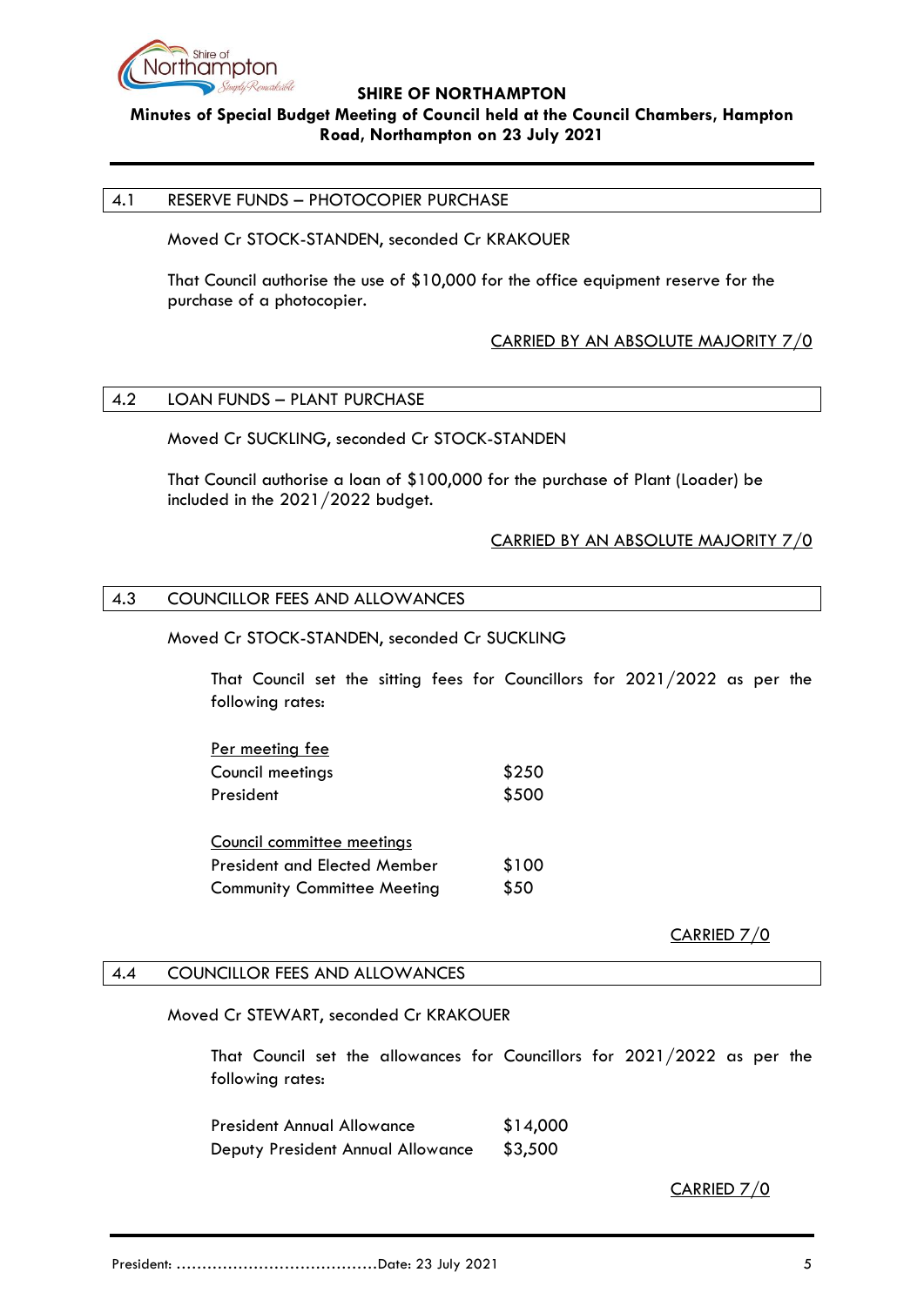## 4.1 RESERVE FUNDS – PHOTOCOPIER PURCHASE

Moved Cr STOCK-STANDEN, seconded Cr KRAKOUER

That Council authorise the use of $10,000 for the office equipment reserve for the purchase of a photocopier.

CARRIED BY AN ABSOLUTE MAJORITY 7/0

## 4.2 LOAN FUNDS – PLANT PURCHASE

Moved Cr SUCKLING, seconded Cr STOCK-STANDEN

That Council authorise a loan of $100,000 for the purchase of Plant (Loader) be included in the 2021/2022 budget.

CARRIED BY AN ABSOLUTE MAJORITY 7/0

## 4.3 COUNCILLOR FEES AND ALLOWANCES

Moved Cr STOCK-STANDEN, seconded Cr SUCKLING

That Council set the sitting fees for Councillors for 2021/2022 as per the following rates:

Per meeting fee

| | |
|---|---|
| Council meetings | $250 |
| President | $500 |

Council committee meetings

| | |
|---|---|
| President and Elected Member | $100 |
| Community Committee Meeting | $50 |

CARRIED 7/0

## 4.4 COUNCILLOR FEES AND ALLOWANCES

Moved Cr STEWART, seconded Cr KRAKOUER

That Council set the allowances for Councillors for 2021/2022 as per the following rates:

| | |
|---|---|
| President Annual Allowance | $14,000 |
| Deputy President Annual Allowance | $3,500 |

CARRIED 7/0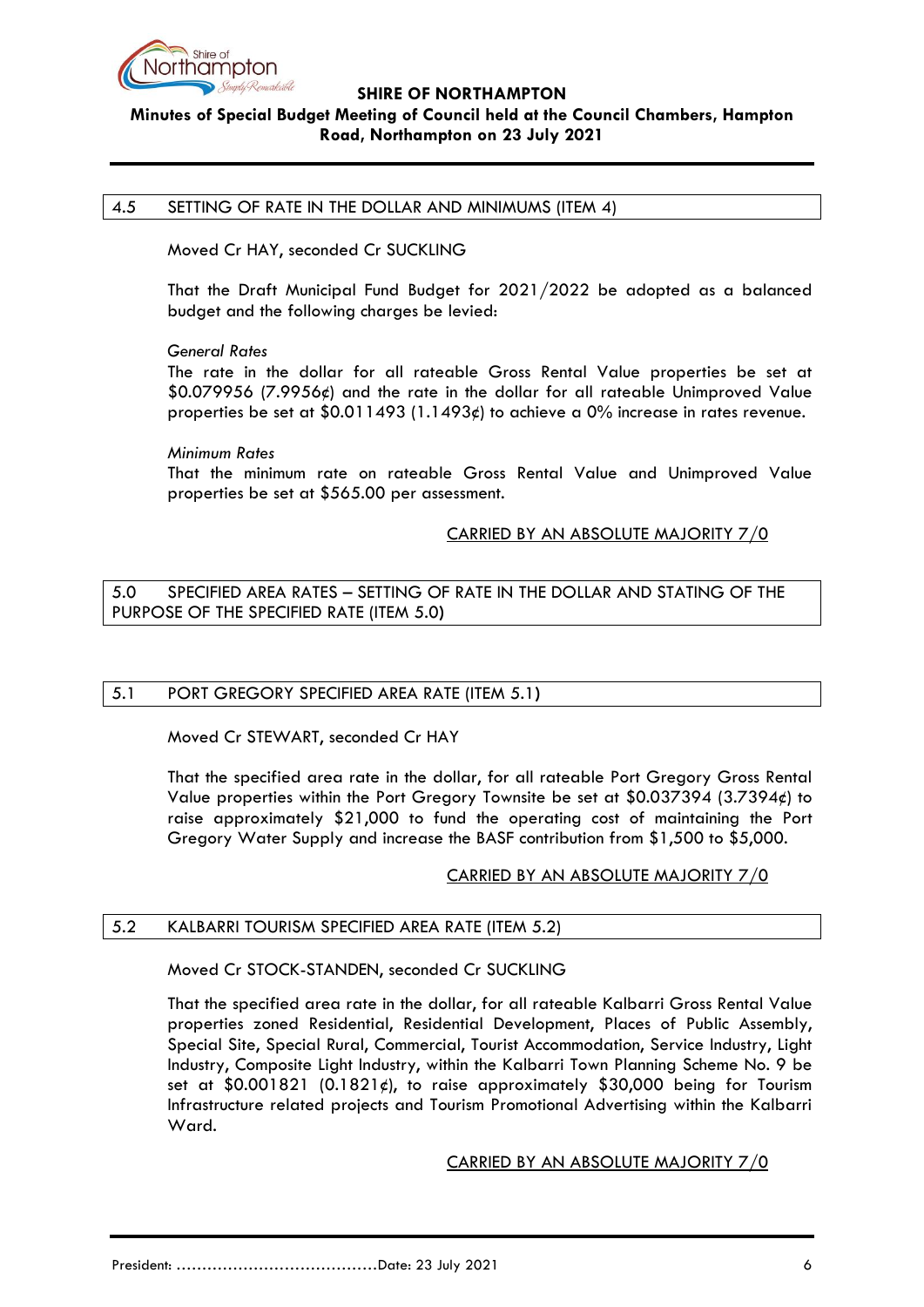## 4.5 SETTING OF RATE IN THE DOLLAR AND MINIMUMS (ITEM 4)

Moved Cr HAY, seconded Cr SUCKLING

That the Draft Municipal Fund Budget for 2021/2022 be adopted as a balanced budget and the following charges be levied:

*General Rates*
The rate in the dollar for all rateable Gross Rental Value properties be set at $0.079956 (7.9956¢) and the rate in the dollar for all rateable Unimproved Value properties be set at $0.011493 (1.1493¢) to achieve a 0% increase in rates revenue.

*Minimum Rates*
That the minimum rate on rateable Gross Rental Value and Unimproved Value properties be set at $565.00 per assessment.

CARRIED BY AN ABSOLUTE MAJORITY 7/0

## 5.0 SPECIFIED AREA RATES – SETTING OF RATE IN THE DOLLAR AND STATING OF THE PURPOSE OF THE SPECIFIED RATE (ITEM 5.0)

## 5.1 PORT GREGORY SPECIFIED AREA RATE (ITEM 5.1)

Moved Cr STEWART, seconded Cr HAY

That the specified area rate in the dollar, for all rateable Port Gregory Gross Rental Value properties within the Port Gregory Townsite be set at $0.037394 (3.7394¢) to raise approximately $21,000 to fund the operating cost of maintaining the Port Gregory Water Supply and increase the BASF contribution from $1,500 to $5,000.

CARRIED BY AN ABSOLUTE MAJORITY 7/0

## 5.2 KALBARRI TOURISM SPECIFIED AREA RATE (ITEM 5.2)

Moved Cr STOCK-STANDEN, seconded Cr SUCKLING

That the specified area rate in the dollar, for all rateable Kalbarri Gross Rental Value properties zoned Residential, Residential Development, Places of Public Assembly, Special Site, Special Rural, Commercial, Tourist Accommodation, Service Industry, Light Industry, Composite Light Industry, within the Kalbarri Town Planning Scheme No. 9 be set at $0.001821 (0.1821¢), to raise approximately $30,000 being for Tourism Infrastructure related projects and Tourism Promotional Advertising within the Kalbarri Ward.

CARRIED BY AN ABSOLUTE MAJORITY 7/0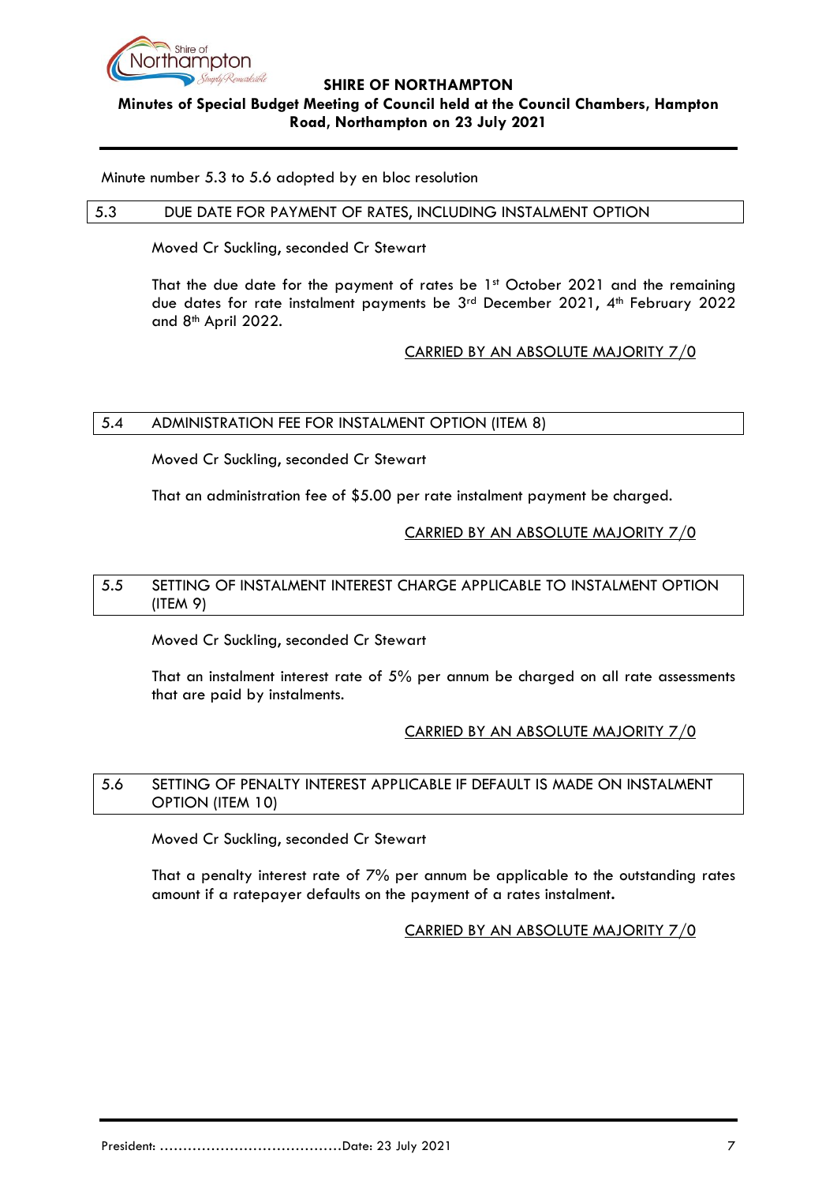Minute number 5.3 to 5.6 adopted by en bloc resolution

## 5.3 DUE DATE FOR PAYMENT OF RATES, INCLUDING INSTALMENT OPTION

Moved Cr Suckling, seconded Cr Stewart

That the due date for the payment of rates be 1st October 2021 and the remaining due dates for rate instalment payments be 3rd December 2021, 4th February 2022 and 8th April 2022.

CARRIED BY AN ABSOLUTE MAJORITY 7/0

## 5.4 ADMINISTRATION FEE FOR INSTALMENT OPTION (ITEM 8)

Moved Cr Suckling, seconded Cr Stewart

That an administration fee of $5.00 per rate instalment payment be charged.

CARRIED BY AN ABSOLUTE MAJORITY 7/0

## 5.5 SETTING OF INSTALMENT INTEREST CHARGE APPLICABLE TO INSTALMENT OPTION (ITEM 9)

Moved Cr Suckling, seconded Cr Stewart

That an instalment interest rate of 5% per annum be charged on all rate assessments that are paid by instalments.

CARRIED BY AN ABSOLUTE MAJORITY 7/0

## 5.6 SETTING OF PENALTY INTEREST APPLICABLE IF DEFAULT IS MADE ON INSTALMENT OPTION (ITEM 10)

Moved Cr Suckling, seconded Cr Stewart

That a penalty interest rate of 7% per annum be applicable to the outstanding rates amount if a ratepayer defaults on the payment of a rates instalment.

CARRIED BY AN ABSOLUTE MAJORITY 7/0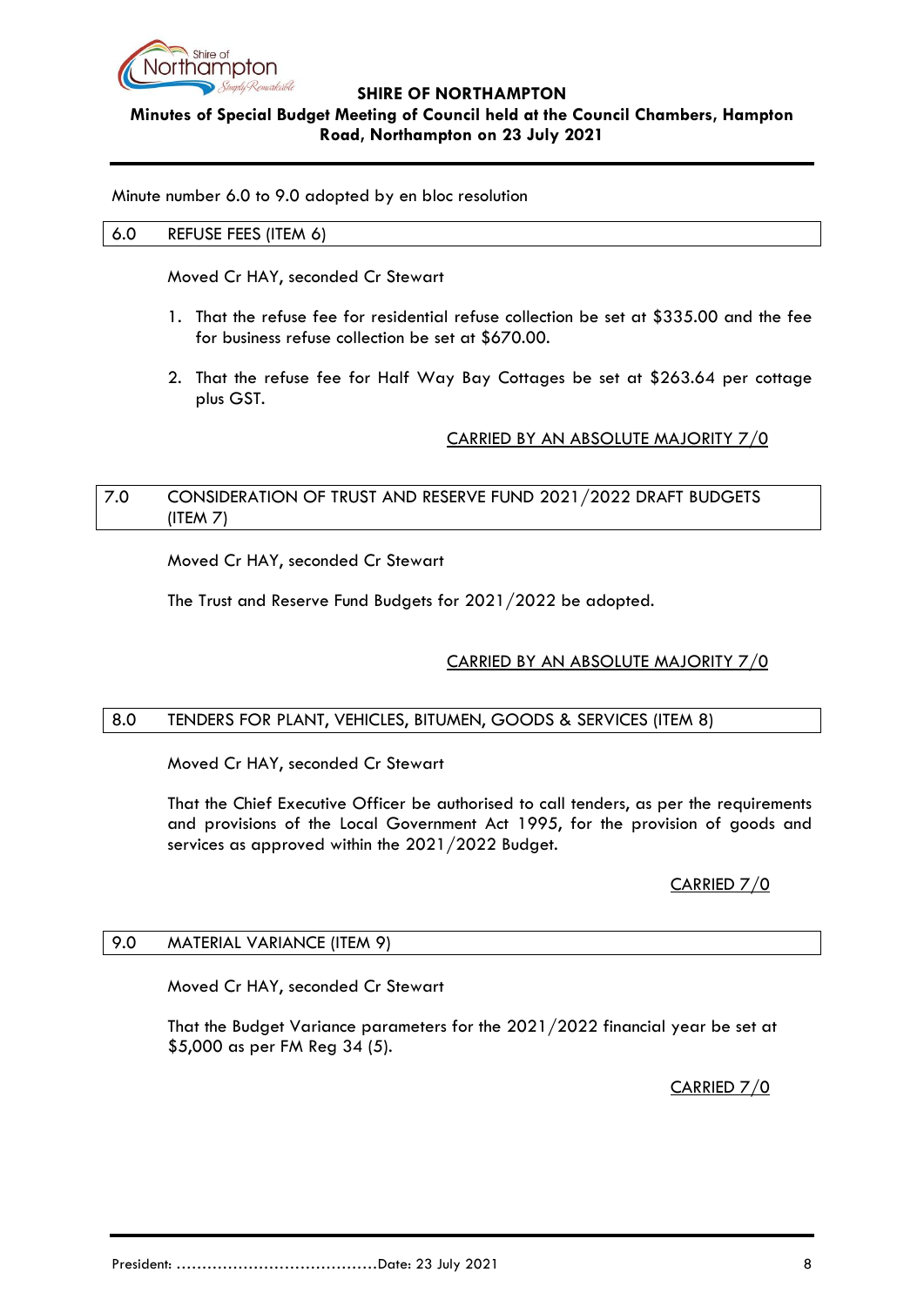Minute number 6.0 to 9.0 adopted by en bloc resolution

## 6.0 REFUSE FEES (ITEM 6)

Moved Cr HAY, seconded Cr Stewart

1. That the refuse fee for residential refuse collection be set at $335.00 and the fee for business refuse collection be set at $670.00.

2. That the refuse fee for Half Way Bay Cottages be set at $263.64 per cottage plus GST.

CARRIED BY AN ABSOLUTE MAJORITY 7/0

## 7.0 CONSIDERATION OF TRUST AND RESERVE FUND 2021/2022 DRAFT BUDGETS (ITEM 7)

Moved Cr HAY, seconded Cr Stewart

The Trust and Reserve Fund Budgets for 2021/2022 be adopted.

CARRIED BY AN ABSOLUTE MAJORITY 7/0

## 8.0 TENDERS FOR PLANT, VEHICLES, BITUMEN, GOODS & SERVICES (ITEM 8)

Moved Cr HAY, seconded Cr Stewart

That the Chief Executive Officer be authorised to call tenders, as per the requirements and provisions of the Local Government Act 1995, for the provision of goods and services as approved within the 2021/2022 Budget.

CARRIED 7/0

## 9.0 MATERIAL VARIANCE (ITEM 9)

Moved Cr HAY, seconded Cr Stewart

That the Budget Variance parameters for the 2021/2022 financial year be set at $5,000 as per FM Reg 34 (5).

CARRIED 7/0

President: ……………………………………Date: 23 July 2021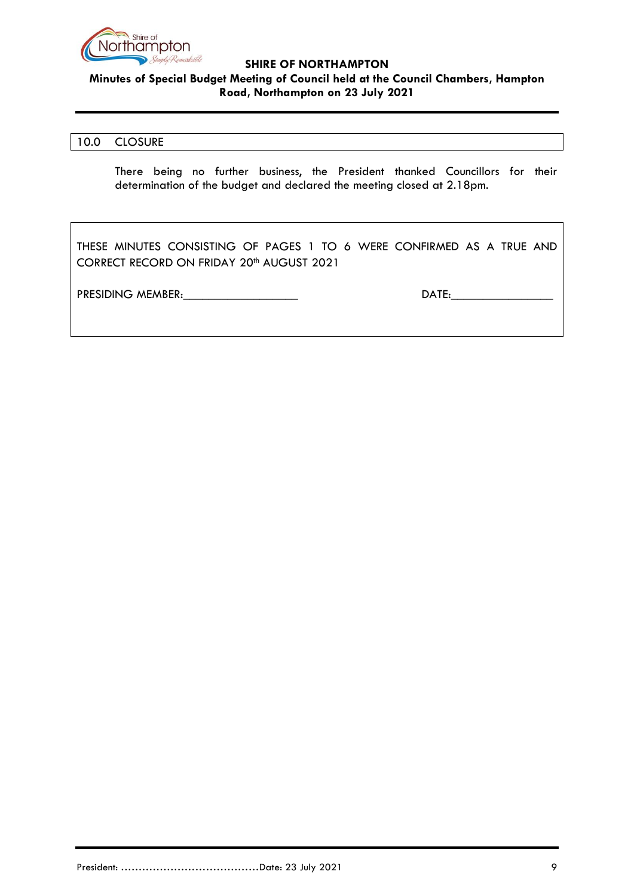## 10.0 CLOSURE

There being no further business, the President thanked Councillors for their determination of the budget and declared the meeting closed at 2.18pm.

THESE MINUTES CONSISTING OF PAGES 1 TO 6 WERE CONFIRMED AS A TRUE AND CORRECT RECORD ON FRIDAY 20th AUGUST 2021

PRESIDING MEMBER:\_\_\_\_\_\_\_\_\_\_\_\_\_\_\_\_\_\_\_ DATE:\_\_\_\_\_\_\_\_\_\_\_\_\_\_\_\_\_